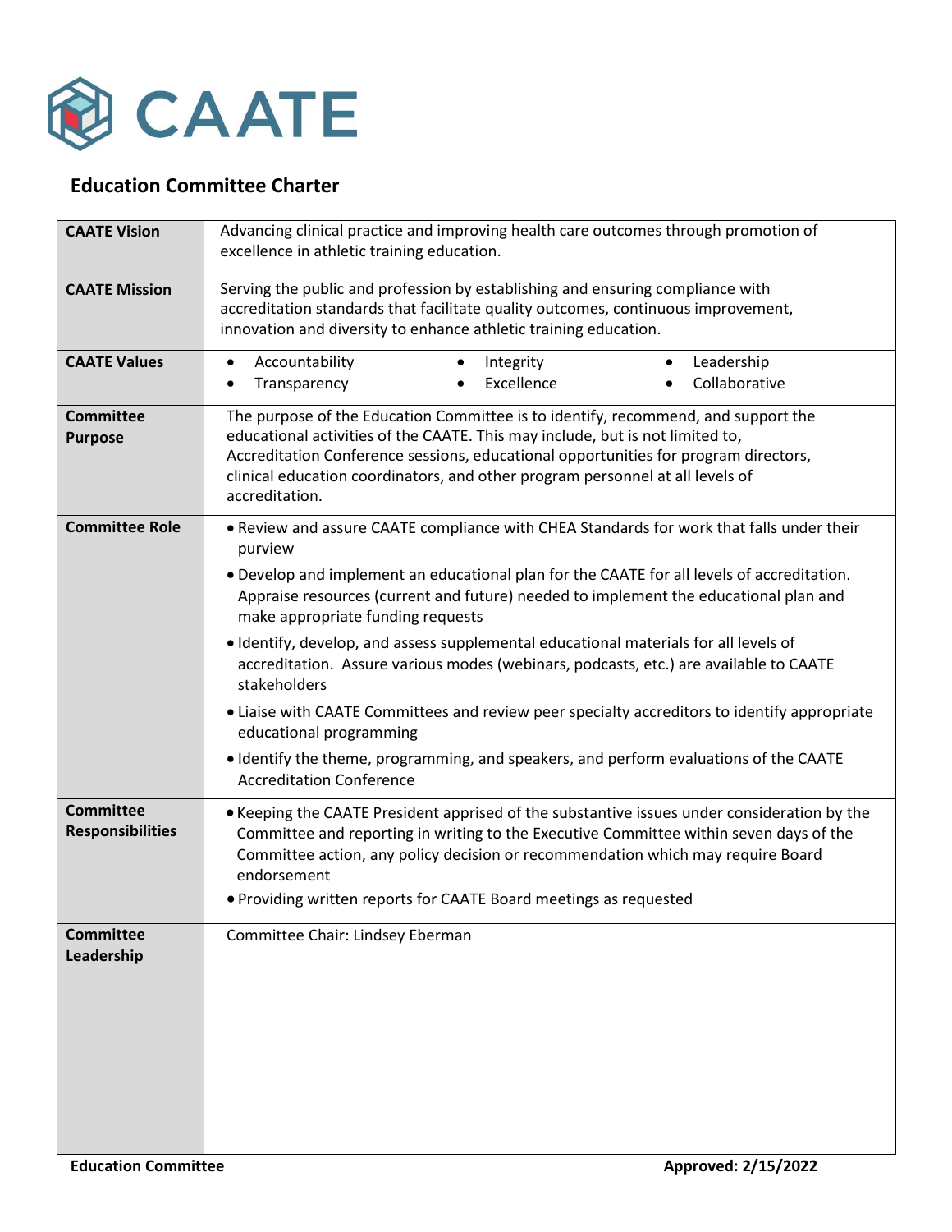# CAATE

## Education Committee Charter

| | |
|---|---|
| **CAATE Vision** | Advancing clinical practice and improving health care outcomes through promotion of excellence in athletic training education. |
| **CAATE Mission** | Serving the public and profession by establishing and ensuring compliance with accreditation standards that facilitate quality outcomes, continuous improvement, innovation and diversity to enhance athletic training education. |
| **CAATE Values** | • Accountability • Integrity • Leadership • Transparency • Excellence • Collaborative |
| **Committee Purpose** | The purpose of the Education Committee is to identify, recommend, and support the educational activities of the CAATE. This may include, but is not limited to, Accreditation Conference sessions, educational opportunities for program directors, clinical education coordinators, and other program personnel at all levels of accreditation. |
| **Committee Role** | • Review and assure CAATE compliance with CHEA Standards for work that falls under their purview<br>• Develop and implement an educational plan for the CAATE for all levels of accreditation. Appraise resources (current and future) needed to implement the educational plan and make appropriate funding requests<br>• Identify, develop, and assess supplemental educational materials for all levels of accreditation. Assure various modes (webinars, podcasts, etc.) are available to CAATE stakeholders<br>• Liaise with CAATE Committees and review peer specialty accreditors to identify appropriate educational programming<br>• Identify the theme, programming, and speakers, and perform evaluations of the CAATE Accreditation Conference |
| **Committee Responsibilities** | • Keeping the CAATE President apprised of the substantive issues under consideration by the Committee and reporting in writing to the Executive Committee within seven days of the Committee action, any policy decision or recommendation which may require Board endorsement<br>• Providing written reports for CAATE Board meetings as requested |
| **Committee Leadership** | Committee Chair: Lindsey Eberman |

**Education Committee** **Approved: 2/15/2022**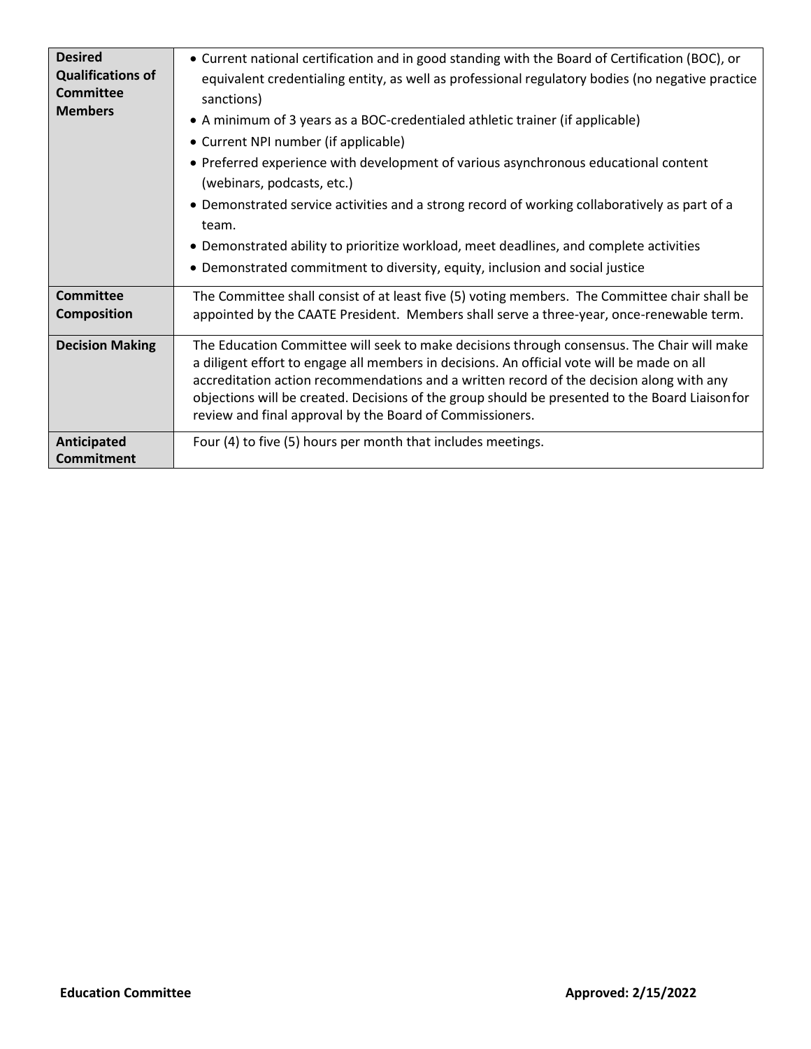| | |
|---|---|
| **Desired Qualifications of Committee Members** | • Current national certification and in good standing with the Board of Certification (BOC), or equivalent credentialing entity, as well as professional regulatory bodies (no negative practice sanctions)<br>• A minimum of 3 years as a BOC-credentialed athletic trainer (if applicable)<br>• Current NPI number (if applicable)<br>• Preferred experience with development of various asynchronous educational content (webinars, podcasts, etc.)<br>• Demonstrated service activities and a strong record of working collaboratively as part of a team.<br>• Demonstrated ability to prioritize workload, meet deadlines, and complete activities<br>• Demonstrated commitment to diversity, equity, inclusion and social justice |
| **Committee Composition** | The Committee shall consist of at least five (5) voting members. The Committee chair shall be appointed by the CAATE President. Members shall serve a three-year, once-renewable term. |
| **Decision Making** | The Education Committee will seek to make decisions through consensus. The Chair will make a diligent effort to engage all members in decisions. An official vote will be made on all accreditation action recommendations and a written record of the decision along with any objections will be created. Decisions of the group should be presented to the Board Liaison for review and final approval by the Board of Commissioners. |
| **Anticipated Commitment** | Four (4) to five (5) hours per month that includes meetings. |

**Education Committee** **Approved: 2/15/2022**